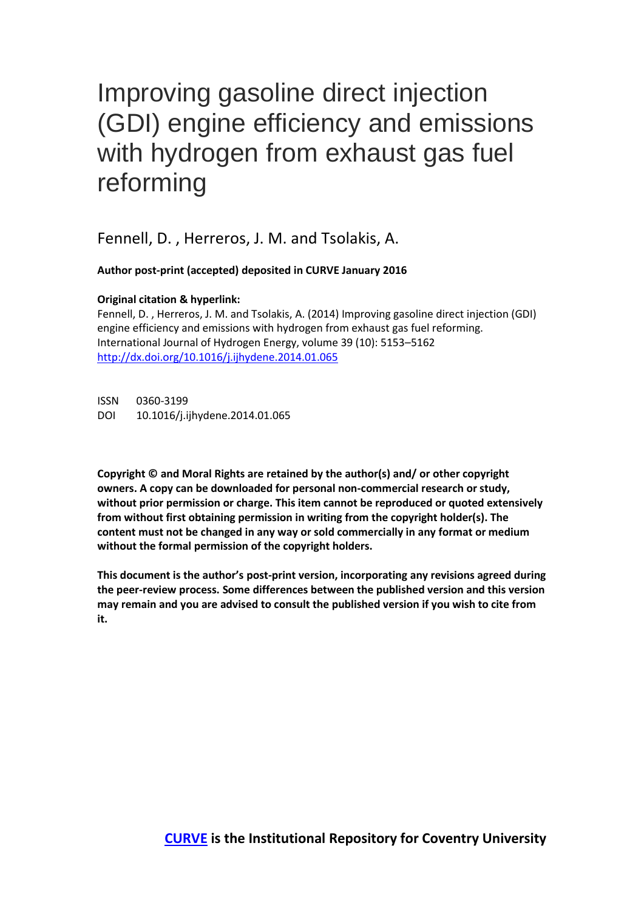# Improving gasoline direct injection (GDI) engine efficiency and emissions with hydrogen from exhaust gas fuel reforming

Fennell, D. , Herreros, J. M. and Tsolakis, A.

**Author post-print (accepted) deposited in CURVE January 2016**

**Original citation & hyperlink:**

Fennell, D. , Herreros, J. M. and Tsolakis, A. (2014) Improving gasoline direct injection (GDI) engine efficiency and emissions with hydrogen from exhaust gas fuel reforming. International Journal of Hydrogen Energy, volume 39 (10): 5153–5162

http://dx.doi.org/10.1016/j.ijhydene.2014.01.065

ISSN 0360-3199

DOI 10.1016/j.ijhydene.2014.01.065

**Copyright © and Moral Rights are retained by the author(s) and/ or other copyright owners. A copy can be downloaded for personal non-commercial research or study, without prior permission or charge. This item cannot be reproduced or quoted extensively from without first obtaining permission in writing from the copyright holder(s). The content must not be changed in any way or sold commercially in any format or medium without the formal permission of the copyright holders.**

**This document is the author's post-print version, incorporating any revisions agreed during the peer-review process. Some differences between the published version and this version may remain and you are advised to consult the published version if you wish to cite from it.**

**CURVE is the Institutional Repository for Coventry University**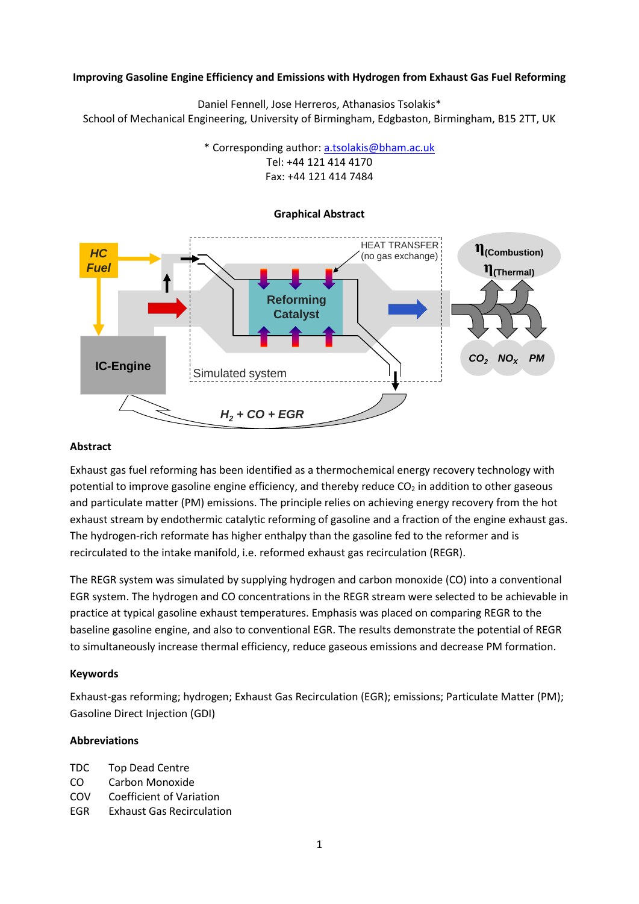**Improving Gasoline Engine Efficiency and Emissions with Hydrogen from Exhaust Gas Fuel Reforming**

Daniel Fennell, Jose Herreros, Athanasios Tsolakis*

School of Mechanical Engineering, University of Birmingham, Edgbaston, Birmingham, B15 2TT, UK

\* Corresponding author: a.tsolakis@bham.ac.uk

Tel: +44 121 414 4170

Fax: +44 121 414 7484

**Graphical Abstract**

HC Fuel

IC-Engine

HEAT TRANSFER (no gas exchange)

Reforming Catalyst

Simulated system

$H_2$ + CO + EGR

$\eta_{(Combustion)}$

$\eta_{(Thermal)}$

$CO_2$ $NO_X$ PM

### Abstract

Exhaust gas fuel reforming has been identified as a thermochemical energy recovery technology with potential to improve gasoline engine efficiency, and thereby reduce $CO_2$ in addition to other gaseous and particulate matter (PM) emissions. The principle relies on achieving energy recovery from the hot exhaust stream by endothermic catalytic reforming of gasoline and a fraction of the engine exhaust gas. The hydrogen-rich reformate has higher enthalpy than the gasoline fed to the reformer and is recirculated to the intake manifold, i.e. reformed exhaust gas recirculation (REGR).

The REGR system was simulated by supplying hydrogen and carbon monoxide (CO) into a conventional EGR system. The hydrogen and CO concentrations in the REGR stream were selected to be achievable in practice at typical gasoline exhaust temperatures. Emphasis was placed on comparing REGR to the baseline gasoline engine, and also to conventional EGR. The results demonstrate the potential of REGR to simultaneously increase thermal efficiency, reduce gaseous emissions and decrease PM formation.

### Keywords

Exhaust-gas reforming; hydrogen; Exhaust Gas Recirculation (EGR); emissions; Particulate Matter (PM); Gasoline Direct Injection (GDI)

### Abbreviations

TDC Top Dead Centre  
CO Carbon Monoxide  
COV Coefficient of Variation  
EGR Exhaust Gas Recirculation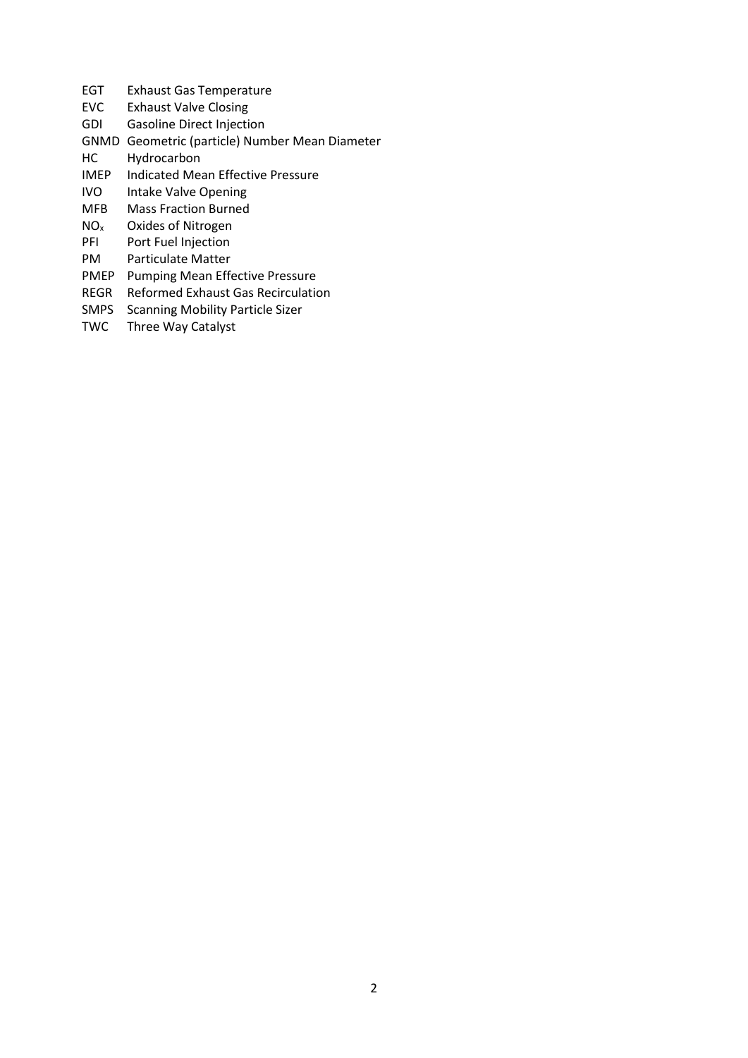| | |
|---|---|
| EGT | Exhaust Gas Temperature |
| EVC | Exhaust Valve Closing |
| GDI | Gasoline Direct Injection |
| GNMD | Geometric (particle) Number Mean Diameter |
| HC | Hydrocarbon |
| IMEP | Indicated Mean Effective Pressure |
| IVO | Intake Valve Opening |
| MFB | Mass Fraction Burned |
| $NO_x$ | Oxides of Nitrogen |
| PFI | Port Fuel Injection |
| PM | Particulate Matter |
| PMEP | Pumping Mean Effective Pressure |
| REGR | Reformed Exhaust Gas Recirculation |
| SMPS | Scanning Mobility Particle Sizer |
| TWC | Three Way Catalyst |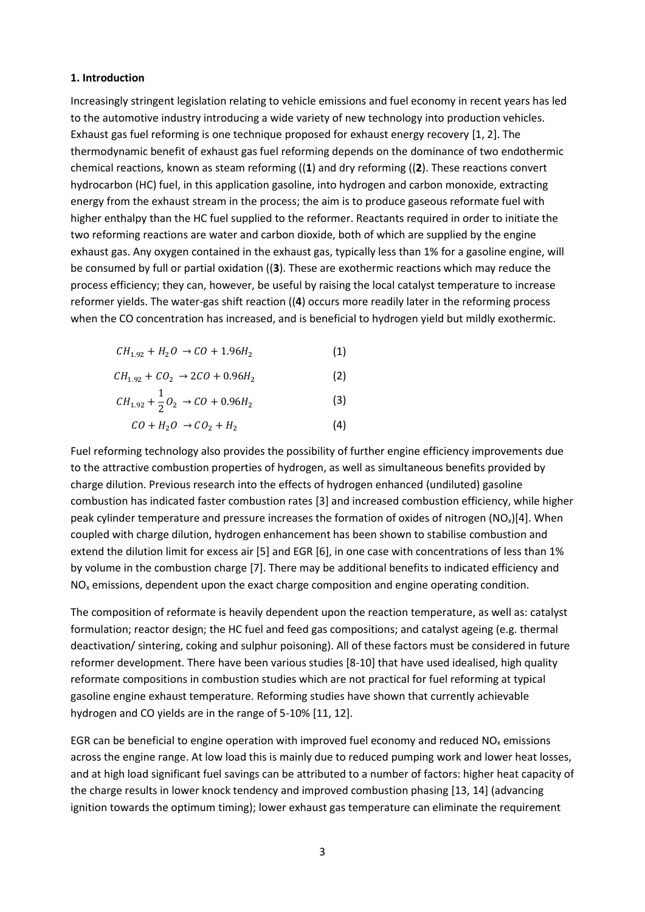### 1. Introduction

Increasingly stringent legislation relating to vehicle emissions and fuel economy in recent years has led to the automotive industry introducing a wide variety of new technology into production vehicles. Exhaust gas fuel reforming is one technique proposed for exhaust energy recovery [1, 2]. The thermodynamic benefit of exhaust gas fuel reforming depends on the dominance of two endothermic chemical reactions, known as steam reforming ((**1**) and dry reforming ((**2**). These reactions convert hydrocarbon (HC) fuel, in this application gasoline, into hydrogen and carbon monoxide, extracting energy from the exhaust stream in the process; the aim is to produce gaseous reformate fuel with higher enthalpy than the HC fuel supplied to the reformer. Reactants required in order to initiate the two reforming reactions are water and carbon dioxide, both of which are supplied by the engine exhaust gas. Any oxygen contained in the exhaust gas, typically less than 1% for a gasoline engine, will be consumed by full or partial oxidation ((**3**). These are exothermic reactions which may reduce the process efficiency; they can, however, be useful by raising the local catalyst temperature to increase reformer yields. The water-gas shift reaction ((**4**) occurs more readily later in the reforming process when the CO concentration has increased, and is beneficial to hydrogen yield but mildly exothermic.

$$CH_{1.92} + H_2O \rightarrow CO + 1.96H_2 \qquad (1)$$

$$CH_{1.92} + CO_2 \rightarrow 2CO + 0.96H_2 \qquad (2)$$

$$CH_{1.92} + \frac{1}{2}O_2 \rightarrow CO + 0.96H_2 \qquad (3)$$

$$CO + H_2O \rightarrow CO_2 + H_2 \qquad (4)$$

Fuel reforming technology also provides the possibility of further engine efficiency improvements due to the attractive combustion properties of hydrogen, as well as simultaneous benefits provided by charge dilution. Previous research into the effects of hydrogen enhanced (undiluted) gasoline combustion has indicated faster combustion rates [3] and increased combustion efficiency, while higher peak cylinder temperature and pressure increases the formation of oxides of nitrogen ($NO_x$)[4]. When coupled with charge dilution, hydrogen enhancement has been shown to stabilise combustion and extend the dilution limit for excess air [5] and EGR [6], in one case with concentrations of less than 1% by volume in the combustion charge [7]. There may be additional benefits to indicated efficiency and $NO_x$ emissions, dependent upon the exact charge composition and engine operating condition.

The composition of reformate is heavily dependent upon the reaction temperature, as well as: catalyst formulation; reactor design; the HC fuel and feed gas compositions; and catalyst ageing (e.g. thermal deactivation/ sintering, coking and sulphur poisoning). All of these factors must be considered in future reformer development. There have been various studies [8-10] that have used idealised, high quality reformate compositions in combustion studies which are not practical for fuel reforming at typical gasoline engine exhaust temperature. Reforming studies have shown that currently achievable hydrogen and CO yields are in the range of 5-10% [11, 12].

EGR can be beneficial to engine operation with improved fuel economy and reduced $NO_x$ emissions across the engine range. At low load this is mainly due to reduced pumping work and lower heat losses, and at high load significant fuel savings can be attributed to a number of factors: higher heat capacity of the charge results in lower knock tendency and improved combustion phasing [13, 14] (advancing ignition towards the optimum timing); lower exhaust gas temperature can eliminate the requirement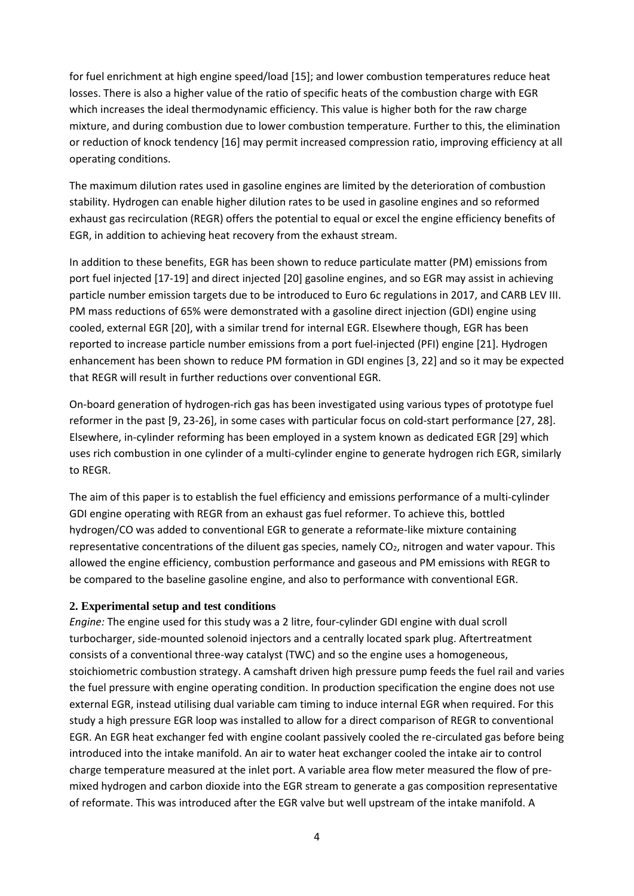for fuel enrichment at high engine speed/load [15]; and lower combustion temperatures reduce heat losses. There is also a higher value of the ratio of specific heats of the combustion charge with EGR which increases the ideal thermodynamic efficiency. This value is higher both for the raw charge mixture, and during combustion due to lower combustion temperature. Further to this, the elimination or reduction of knock tendency [16] may permit increased compression ratio, improving efficiency at all operating conditions.

The maximum dilution rates used in gasoline engines are limited by the deterioration of combustion stability. Hydrogen can enable higher dilution rates to be used in gasoline engines and so reformed exhaust gas recirculation (REGR) offers the potential to equal or excel the engine efficiency benefits of EGR, in addition to achieving heat recovery from the exhaust stream.

In addition to these benefits, EGR has been shown to reduce particulate matter (PM) emissions from port fuel injected [17-19] and direct injected [20] gasoline engines, and so EGR may assist in achieving particle number emission targets due to be introduced to Euro 6c regulations in 2017, and CARB LEV III. PM mass reductions of 65% were demonstrated with a gasoline direct injection (GDI) engine using cooled, external EGR [20], with a similar trend for internal EGR. Elsewhere though, EGR has been reported to increase particle number emissions from a port fuel-injected (PFI) engine [21]. Hydrogen enhancement has been shown to reduce PM formation in GDI engines [3, 22] and so it may be expected that REGR will result in further reductions over conventional EGR.

On-board generation of hydrogen-rich gas has been investigated using various types of prototype fuel reformer in the past [9, 23-26], in some cases with particular focus on cold-start performance [27, 28]. Elsewhere, in-cylinder reforming has been employed in a system known as dedicated EGR [29] which uses rich combustion in one cylinder of a multi-cylinder engine to generate hydrogen rich EGR, similarly to REGR.

The aim of this paper is to establish the fuel efficiency and emissions performance of a multi-cylinder GDI engine operating with REGR from an exhaust gas fuel reformer. To achieve this, bottled hydrogen/CO was added to conventional EGR to generate a reformate-like mixture containing representative concentrations of the diluent gas species, namely $CO_2$, nitrogen and water vapour. This allowed the engine efficiency, combustion performance and gaseous and PM emissions with REGR to be compared to the baseline gasoline engine, and also to performance with conventional EGR.

## 2. Experimental setup and test conditions

*Engine:* The engine used for this study was a 2 litre, four-cylinder GDI engine with dual scroll turbocharger, side-mounted solenoid injectors and a centrally located spark plug. Aftertreatment consists of a conventional three-way catalyst (TWC) and so the engine uses a homogeneous, stoichiometric combustion strategy. A camshaft driven high pressure pump feeds the fuel rail and varies the fuel pressure with engine operating condition. In production specification the engine does not use external EGR, instead utilising dual variable cam timing to induce internal EGR when required. For this study a high pressure EGR loop was installed to allow for a direct comparison of REGR to conventional EGR. An EGR heat exchanger fed with engine coolant passively cooled the re-circulated gas before being introduced into the intake manifold. An air to water heat exchanger cooled the intake air to control charge temperature measured at the inlet port. A variable area flow meter measured the flow of pre-mixed hydrogen and carbon dioxide into the EGR stream to generate a gas composition representative of reformate. This was introduced after the EGR valve but well upstream of the intake manifold. A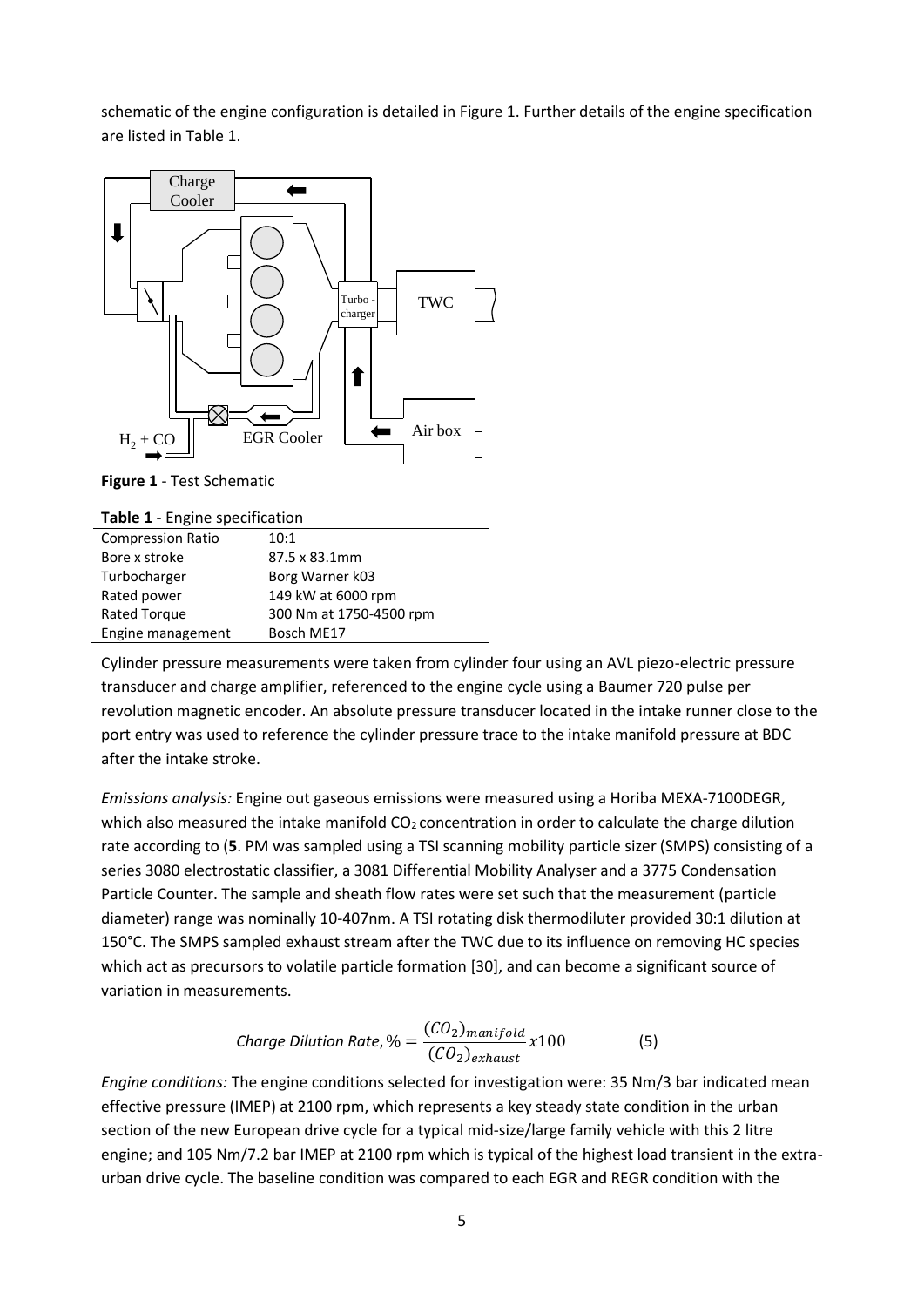schematic of the engine configuration is detailed in Figure 1. Further details of the engine specification are listed in Table 1.

Charge Cooler

Turbo - charger

TWC

$H_2$ + CO

EGR Cooler

Air box

**Figure 1** - Test Schematic

**Table 1** - Engine specification

| | |
|---|---|
| Compression Ratio | 10:1 |
| Bore x stroke | 87.5 x 83.1mm |
| Turbocharger | Borg Warner k03 |
| Rated power | 149 kW at 6000 rpm |
| Rated Torque | 300 Nm at 1750-4500 rpm |
| Engine management | Bosch ME17 |

Cylinder pressure measurements were taken from cylinder four using an AVL piezo-electric pressure transducer and charge amplifier, referenced to the engine cycle using a Baumer 720 pulse per revolution magnetic encoder. An absolute pressure transducer located in the intake runner close to the port entry was used to reference the cylinder pressure trace to the intake manifold pressure at BDC after the intake stroke.

*Emissions analysis:* Engine out gaseous emissions were measured using a Horiba MEXA-7100DEGR, which also measured the intake manifold $CO_2$ concentration in order to calculate the charge dilution rate according to (**5**. PM was sampled using a TSI scanning mobility particle sizer (SMPS) consisting of a series 3080 electrostatic classifier, a 3081 Differential Mobility Analyser and a 3775 Condensation Particle Counter. The sample and sheath flow rates were set such that the measurement (particle diameter) range was nominally 10-407nm. A TSI rotating disk thermodiluter provided 30:1 dilution at 150°C. The SMPS sampled exhaust stream after the TWC due to its influence on removing HC species which act as precursors to volatile particle formation [30], and can become a significant source of variation in measurements.

$$\textit{Charge Dilution Rate}, \% = \frac{(CO_2)_{manifold}}{(CO_2)_{exhaust}} x100 \qquad (5)$$

*Engine conditions:* The engine conditions selected for investigation were: 35 Nm/3 bar indicated mean effective pressure (IMEP) at 2100 rpm, which represents a key steady state condition in the urban section of the new European drive cycle for a typical mid-size/large family vehicle with this 2 litre engine; and 105 Nm/7.2 bar IMEP at 2100 rpm which is typical of the highest load transient in the extra-urban drive cycle. The baseline condition was compared to each EGR and REGR condition with the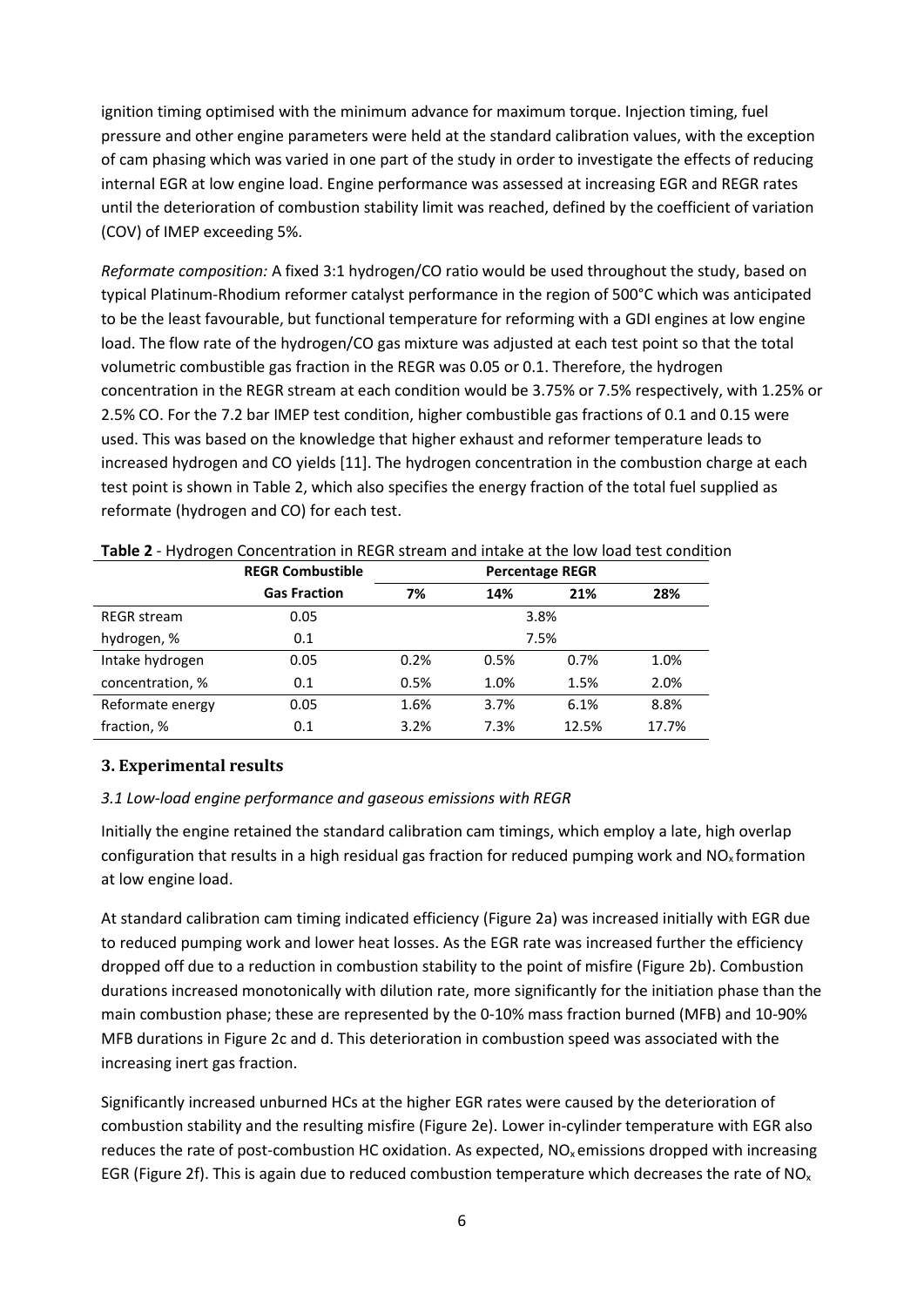ignition timing optimised with the minimum advance for maximum torque. Injection timing, fuel pressure and other engine parameters were held at the standard calibration values, with the exception of cam phasing which was varied in one part of the study in order to investigate the effects of reducing internal EGR at low engine load. Engine performance was assessed at increasing EGR and REGR rates until the deterioration of combustion stability limit was reached, defined by the coefficient of variation (COV) of IMEP exceeding 5%.

*Reformate composition:* A fixed 3:1 hydrogen/CO ratio would be used throughout the study, based on typical Platinum-Rhodium reformer catalyst performance in the region of 500°C which was anticipated to be the least favourable, but functional temperature for reforming with a GDI engines at low engine load. The flow rate of the hydrogen/CO gas mixture was adjusted at each test point so that the total volumetric combustible gas fraction in the REGR was 0.05 or 0.1. Therefore, the hydrogen concentration in the REGR stream at each condition would be 3.75% or 7.5% respectively, with 1.25% or 2.5% CO. For the 7.2 bar IMEP test condition, higher combustible gas fractions of 0.1 and 0.15 were used. This was based on the knowledge that higher exhaust and reformer temperature leads to increased hydrogen and CO yields [11]. The hydrogen concentration in the combustion charge at each test point is shown in Table 2, which also specifies the energy fraction of the total fuel supplied as reformate (hydrogen and CO) for each test.

**Table 2** - Hydrogen Concentration in REGR stream and intake at the low load test condition

| | REGR Combustible Gas Fraction | Percentage REGR | | | |
|---|---|---|---|---|---|
| | | 7% | 14% | 21% | 28% |
| REGR stream hydrogen, % | 0.05 | 3.8% | | | |
| | 0.1 | 7.5% | | | |
| Intake hydrogen concentration, % | 0.05 | 0.2% | 0.5% | 0.7% | 1.0% |
| | 0.1 | 0.5% | 1.0% | 1.5% | 2.0% |
| Reformate energy fraction, % | 0.05 | 1.6% | 3.7% | 6.1% | 8.8% |
| | 0.1 | 3.2% | 7.3% | 12.5% | 17.7% |

## 3. Experimental results

### *3.1 Low-load engine performance and gaseous emissions with REGR*

Initially the engine retained the standard calibration cam timings, which employ a late, high overlap configuration that results in a high residual gas fraction for reduced pumping work and $NO_x$ formation at low engine load.

At standard calibration cam timing indicated efficiency (Figure 2a) was increased initially with EGR due to reduced pumping work and lower heat losses. As the EGR rate was increased further the efficiency dropped off due to a reduction in combustion stability to the point of misfire (Figure 2b). Combustion durations increased monotonically with dilution rate, more significantly for the initiation phase than the main combustion phase; these are represented by the 0-10% mass fraction burned (MFB) and 10-90% MFB durations in Figure 2c and d. This deterioration in combustion speed was associated with the increasing inert gas fraction.

Significantly increased unburned HCs at the higher EGR rates were caused by the deterioration of combustion stability and the resulting misfire (Figure 2e). Lower in-cylinder temperature with EGR also reduces the rate of post-combustion HC oxidation. As expected, $NO_x$ emissions dropped with increasing EGR (Figure 2f). This is again due to reduced combustion temperature which decreases the rate of $NO_x$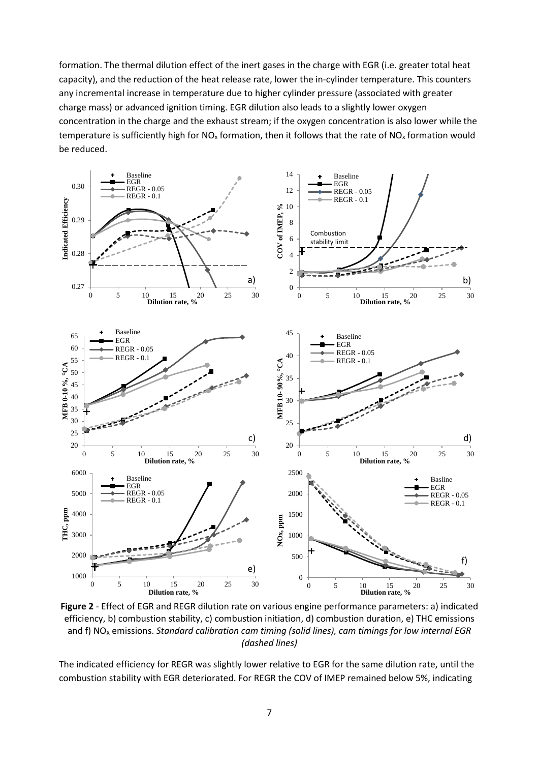formation. The thermal dilution effect of the inert gases in the charge with EGR (i.e. greater total heat capacity), and the reduction of the heat release rate, lower the in-cylinder temperature. This counters any incremental increase in temperature due to higher cylinder pressure (associated with greater charge mass) or advanced ignition timing. EGR dilution also leads to a slightly lower oxygen concentration in the charge and the exhaust stream; if the oxygen concentration is also lower while the temperature is sufficiently high for $NO_x$ formation, then it follows that the rate of $NO_x$ formation would be reduced.

a)
Indicated Efficiency
Dilution rate, %
0.27
0.28
0.29
0.30
0 5 10 15 20 25 30
Baseline
EGR
REGR - 0.05
REGR - 0.1

b)
COV of IMEP, %
Dilution rate, %
0 2 4 6 8 10 12 14
0 5 10 15 20 25 30
Baseline
EGR
REGR - 0.05
REGR - 0.1
Combustion stability limit

c)
MFB 0-10 %, °CA
Dilution rate, %
20 25 30 35 40 45 50 55 60 65
0 5 10 15 20 25 30
Baseline
EGR
REGR - 0.05
REGR - 0.1

d)
MFB 10-90%, °CA
Dilution rate, %
20 25 30 35 40 45
0 5 10 15 20 25 30
Baseline
EGR
REGR - 0.05
REGR - 0.1

e)
THC, ppm
Dilution rate, %
1000 2000 3000 4000 5000 6000
0 5 10 15 20 25 30
Baseline
EGR
REGR - 0.05
REGR - 0.1

f)
NOx, ppm
Dilution rate, %
0 500 1000 1500 2000 2500
0 5 10 15 20 25 30
Basline
EGR
REGR - 0.05
REGR - 0.1

**Figure 2** - Effect of EGR and REGR dilution rate on various engine performance parameters: a) indicated efficiency, b) combustion stability, c) combustion initiation, d) combustion duration, e) THC emissions and f) $NO_X$ emissions. *Standard calibration cam timing (solid lines), cam timings for low internal EGR (dashed lines)*

The indicated efficiency for REGR was slightly lower relative to EGR for the same dilution rate, until the combustion stability with EGR deteriorated. For REGR the COV of IMEP remained below 5%, indicating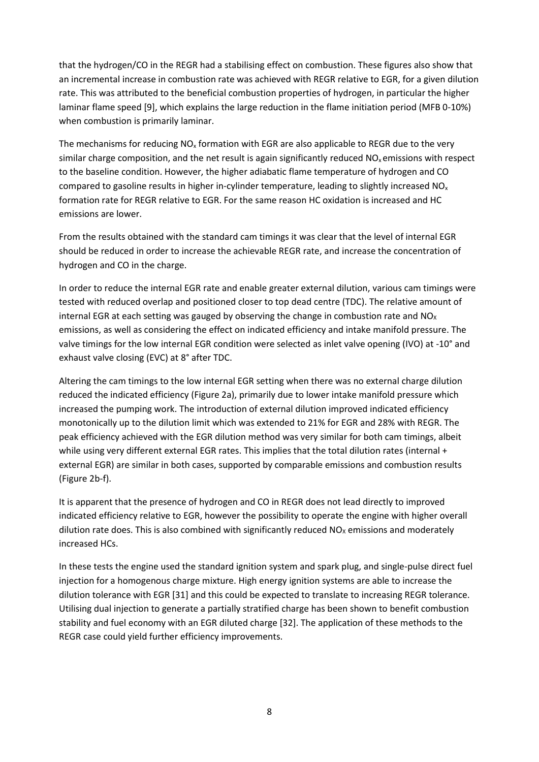that the hydrogen/CO in the REGR had a stabilising effect on combustion. These figures also show that an incremental increase in combustion rate was achieved with REGR relative to EGR, for a given dilution rate. This was attributed to the beneficial combustion properties of hydrogen, in particular the higher laminar flame speed [9], which explains the large reduction in the flame initiation period (MFB 0-10%) when combustion is primarily laminar.

The mechanisms for reducing $NO_x$ formation with EGR are also applicable to REGR due to the very similar charge composition, and the net result is again significantly reduced $NO_x$ emissions with respect to the baseline condition. However, the higher adiabatic flame temperature of hydrogen and CO compared to gasoline results in higher in-cylinder temperature, leading to slightly increased $NO_x$ formation rate for REGR relative to EGR. For the same reason HC oxidation is increased and HC emissions are lower.

From the results obtained with the standard cam timings it was clear that the level of internal EGR should be reduced in order to increase the achievable REGR rate, and increase the concentration of hydrogen and CO in the charge.

In order to reduce the internal EGR rate and enable greater external dilution, various cam timings were tested with reduced overlap and positioned closer to top dead centre (TDC). The relative amount of internal EGR at each setting was gauged by observing the change in combustion rate and $NO_X$ emissions, as well as considering the effect on indicated efficiency and intake manifold pressure. The valve timings for the low internal EGR condition were selected as inlet valve opening (IVO) at -10° and exhaust valve closing (EVC) at 8° after TDC.

Altering the cam timings to the low internal EGR setting when there was no external charge dilution reduced the indicated efficiency (Figure 2a), primarily due to lower intake manifold pressure which increased the pumping work. The introduction of external dilution improved indicated efficiency monotonically up to the dilution limit which was extended to 21% for EGR and 28% with REGR. The peak efficiency achieved with the EGR dilution method was very similar for both cam timings, albeit while using very different external EGR rates. This implies that the total dilution rates (internal + external EGR) are similar in both cases, supported by comparable emissions and combustion results (Figure 2b-f).

It is apparent that the presence of hydrogen and CO in REGR does not lead directly to improved indicated efficiency relative to EGR, however the possibility to operate the engine with higher overall dilution rate does. This is also combined with significantly reduced $NO_X$ emissions and moderately increased HCs.

In these tests the engine used the standard ignition system and spark plug, and single-pulse direct fuel injection for a homogenous charge mixture. High energy ignition systems are able to increase the dilution tolerance with EGR [31] and this could be expected to translate to increasing REGR tolerance. Utilising dual injection to generate a partially stratified charge has been shown to benefit combustion stability and fuel economy with an EGR diluted charge [32]. The application of these methods to the REGR case could yield further efficiency improvements.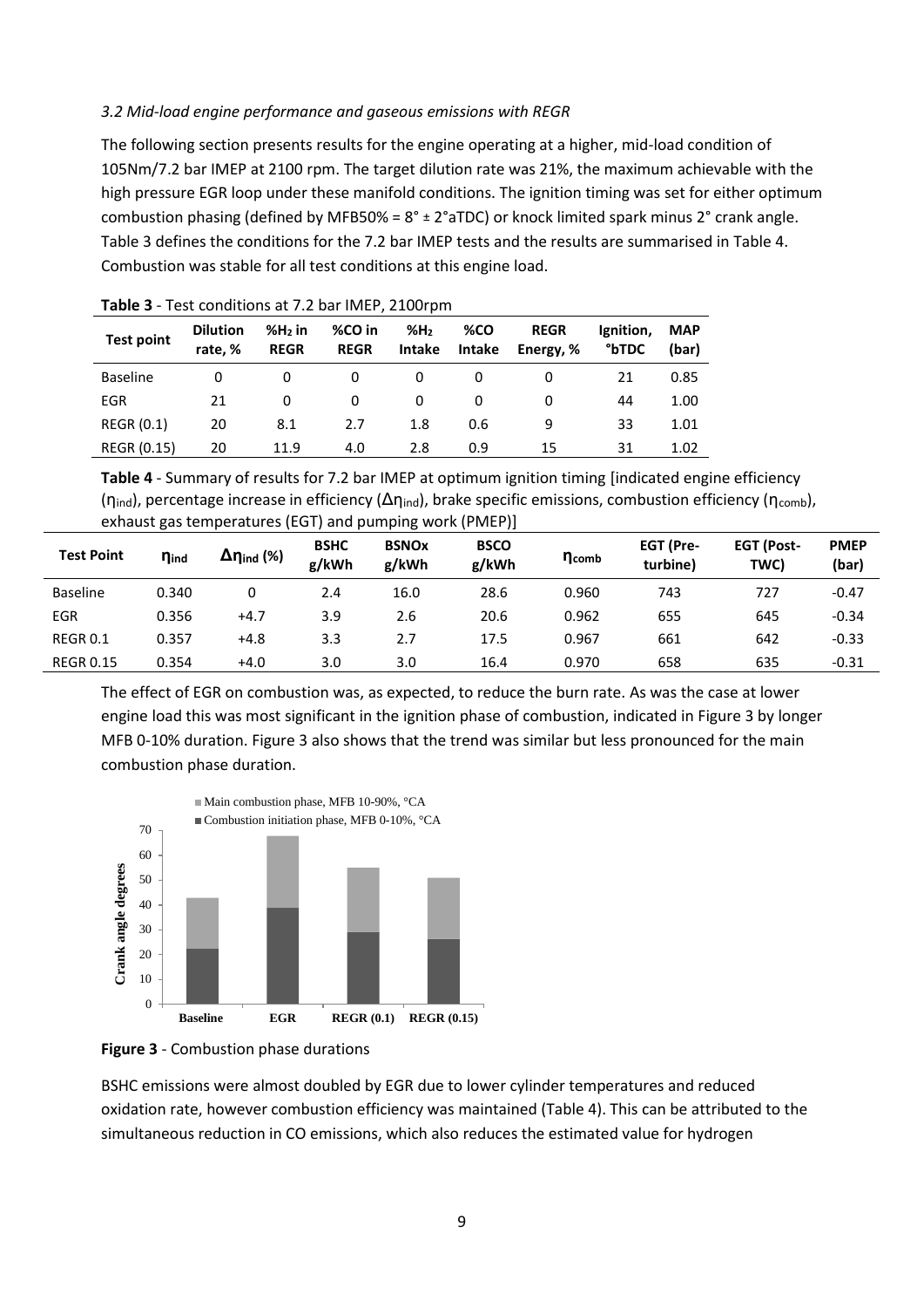*3.2 Mid-load engine performance and gaseous emissions with REGR*

The following section presents results for the engine operating at a higher, mid-load condition of 105Nm/7.2 bar IMEP at 2100 rpm. The target dilution rate was 21%, the maximum achievable with the high pressure EGR loop under these manifold conditions. The ignition timing was set for either optimum combustion phasing (defined by MFB50% = 8° ± 2°aTDC) or knock limited spark minus 2° crank angle. Table 3 defines the conditions for the 7.2 bar IMEP tests and the results are summarised in Table 4. Combustion was stable for all test conditions at this engine load.

**Table 3** - Test conditions at 7.2 bar IMEP, 2100rpm

| Test point | Dilution rate, % | $\%H_2$ in REGR | %CO in REGR | $\%H_2$ Intake | %CO Intake | REGR Energy, % | Ignition, °bTDC | MAP (bar) |
|---|---|---|---|---|---|---|---|---|
| Baseline | 0 | 0 | 0 | 0 | 0 | 0 | 21 | 0.85 |
| EGR | 21 | 0 | 0 | 0 | 0 | 0 | 44 | 1.00 |
| REGR (0.1) | 20 | 8.1 | 2.7 | 1.8 | 0.6 | 9 | 33 | 1.01 |
| REGR (0.15) | 20 | 11.9 | 4.0 | 2.8 | 0.9 | 15 | 31 | 1.02 |

**Table 4** - Summary of results for 7.2 bar IMEP at optimum ignition timing [indicated engine efficiency ($\eta_{ind}$), percentage increase in efficiency ($\Delta\eta_{ind}$), brake specific emissions, combustion efficiency ($\eta_{comb}$), exhaust gas temperatures (EGT) and pumping work (PMEP)]

| Test Point | $\eta_{ind}$ | $\Delta\eta_{ind}$ (%) | BSHC g/kWh | BSNOx g/kWh | BSCO g/kWh | $\eta_{comb}$ | EGT (Pre-turbine) | EGT (Post-TWC) | PMEP (bar) |
|---|---|---|---|---|---|---|---|---|---|
| Baseline | 0.340 | 0 | 2.4 | 16.0 | 28.6 | 0.960 | 743 | 727 | -0.47 |
| EGR | 0.356 | +4.7 | 3.9 | 2.6 | 20.6 | 0.962 | 655 | 645 | -0.34 |
| REGR 0.1 | 0.357 | +4.8 | 3.3 | 2.7 | 17.5 | 0.967 | 661 | 642 | -0.33 |
| REGR 0.15 | 0.354 | +4.0 | 3.0 | 3.0 | 16.4 | 0.970 | 658 | 635 | -0.31 |

The effect of EGR on combustion was, as expected, to reduce the burn rate. As was the case at lower engine load this was most significant in the ignition phase of combustion, indicated in Figure 3 by longer MFB 0-10% duration. Figure 3 also shows that the trend was similar but less pronounced for the main combustion phase duration.

Main combustion phase, MFB 10-90%, °CA
Combustion initiation phase, MFB 0-10%, °CA
Crank angle degrees
70
60
50
40
30
20
10
0
Baseline
EGR
REGR (0.1)
REGR (0.15)

**Figure 3** - Combustion phase durations

BSHC emissions were almost doubled by EGR due to lower cylinder temperatures and reduced oxidation rate, however combustion efficiency was maintained (Table 4). This can be attributed to the simultaneous reduction in CO emissions, which also reduces the estimated value for hydrogen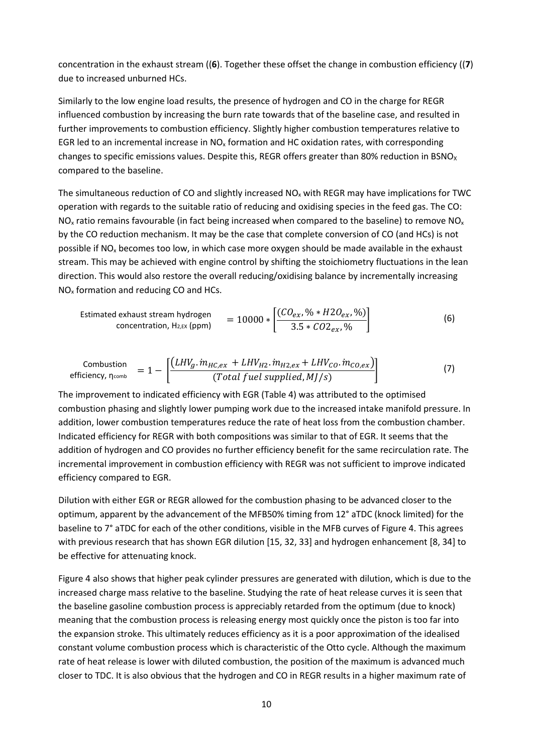concentration in the exhaust stream ((**6**). Together these offset the change in combustion efficiency ((**7**) due to increased unburned HCs.

Similarly to the low engine load results, the presence of hydrogen and CO in the charge for REGR influenced combustion by increasing the burn rate towards that of the baseline case, and resulted in further improvements to combustion efficiency. Slightly higher combustion temperatures relative to EGR led to an incremental increase in $NO_x$ formation and HC oxidation rates, with corresponding changes to specific emissions values. Despite this, REGR offers greater than 80% reduction in $BSNO_X$ compared to the baseline.

The simultaneous reduction of CO and slightly increased $NO_x$ with REGR may have implications for TWC operation with regards to the suitable ratio of reducing and oxidising species in the feed gas. The CO: $NO_x$ ratio remains favourable (in fact being increased when compared to the baseline) to remove $NO_x$ by the CO reduction mechanism. It may be the case that complete conversion of CO (and HCs) is not possible if $NO_x$ becomes too low, in which case more oxygen should be made available in the exhaust stream. This may be achieved with engine control by shifting the stoichiometry fluctuations in the lean direction. This would also restore the overall reducing/oxidising balance by incrementally increasing $NO_x$ formation and reducing CO and HCs.

$$\text{Estimated exhaust stream hydrogen concentration, } H_{2,EX} \text{ (ppm)} = 10000 * \left[\frac{(CO_{ex},\% * H2O_{ex},\%)}{3.5 * CO2_{ex},\%}\right] \quad (6)$$

$$\text{Combustion efficiency, } \eta_{comb} = 1 - \left[\frac{\left(LHV_g.\dot{m}_{HC,ex} + LHV_{H2}.\dot{m}_{H2,ex} + LHV_{CO}.\dot{m}_{CO,ex}\right)}{(Total\ fuel\ supplied, MJ/s)}\right] \quad (7)$$

The improvement to indicated efficiency with EGR (Table 4) was attributed to the optimised combustion phasing and slightly lower pumping work due to the increased intake manifold pressure. In addition, lower combustion temperatures reduce the rate of heat loss from the combustion chamber. Indicated efficiency for REGR with both compositions was similar to that of EGR. It seems that the addition of hydrogen and CO provides no further efficiency benefit for the same recirculation rate. The incremental improvement in combustion efficiency with REGR was not sufficient to improve indicated efficiency compared to EGR.

Dilution with either EGR or REGR allowed for the combustion phasing to be advanced closer to the optimum, apparent by the advancement of the MFB50% timing from 12° aTDC (knock limited) for the baseline to 7° aTDC for each of the other conditions, visible in the MFB curves of Figure 4. This agrees with previous research that has shown EGR dilution [15, 32, 33] and hydrogen enhancement [8, 34] to be effective for attenuating knock.

Figure 4 also shows that higher peak cylinder pressures are generated with dilution, which is due to the increased charge mass relative to the baseline. Studying the rate of heat release curves it is seen that the baseline gasoline combustion process is appreciably retarded from the optimum (due to knock) meaning that the combustion process is releasing energy most quickly once the piston is too far into the expansion stroke. This ultimately reduces efficiency as it is a poor approximation of the idealised constant volume combustion process which is characteristic of the Otto cycle. Although the maximum rate of heat release is lower with diluted combustion, the position of the maximum is advanced much closer to TDC. It is also obvious that the hydrogen and CO in REGR results in a higher maximum rate of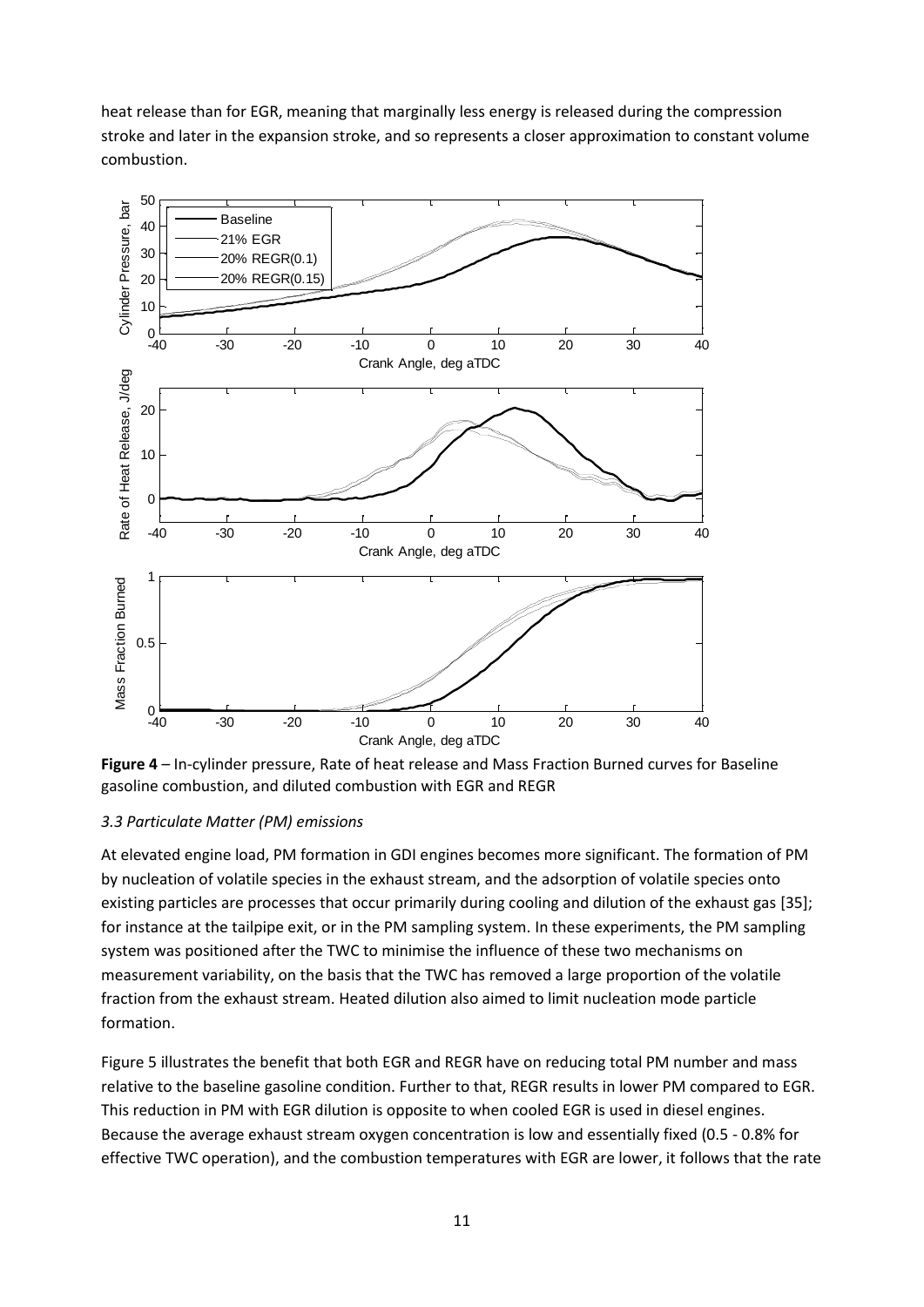heat release than for EGR, meaning that marginally less energy is released during the compression stroke and later in the expansion stroke, and so represents a closer approximation to constant volume combustion.

**Figure 4** – In-cylinder pressure, Rate of heat release and Mass Fraction Burned curves for Baseline gasoline combustion, and diluted combustion with EGR and REGR

### *3.3 Particulate Matter (PM) emissions*

At elevated engine load, PM formation in GDI engines becomes more significant. The formation of PM by nucleation of volatile species in the exhaust stream, and the adsorption of volatile species onto existing particles are processes that occur primarily during cooling and dilution of the exhaust gas [35]; for instance at the tailpipe exit, or in the PM sampling system. In these experiments, the PM sampling system was positioned after the TWC to minimise the influence of these two mechanisms on measurement variability, on the basis that the TWC has removed a large proportion of the volatile fraction from the exhaust stream. Heated dilution also aimed to limit nucleation mode particle formation.

Figure 5 illustrates the benefit that both EGR and REGR have on reducing total PM number and mass relative to the baseline gasoline condition. Further to that, REGR results in lower PM compared to EGR. This reduction in PM with EGR dilution is opposite to when cooled EGR is used in diesel engines. Because the average exhaust stream oxygen concentration is low and essentially fixed (0.5 - 0.8% for effective TWC operation), and the combustion temperatures with EGR are lower, it follows that the rate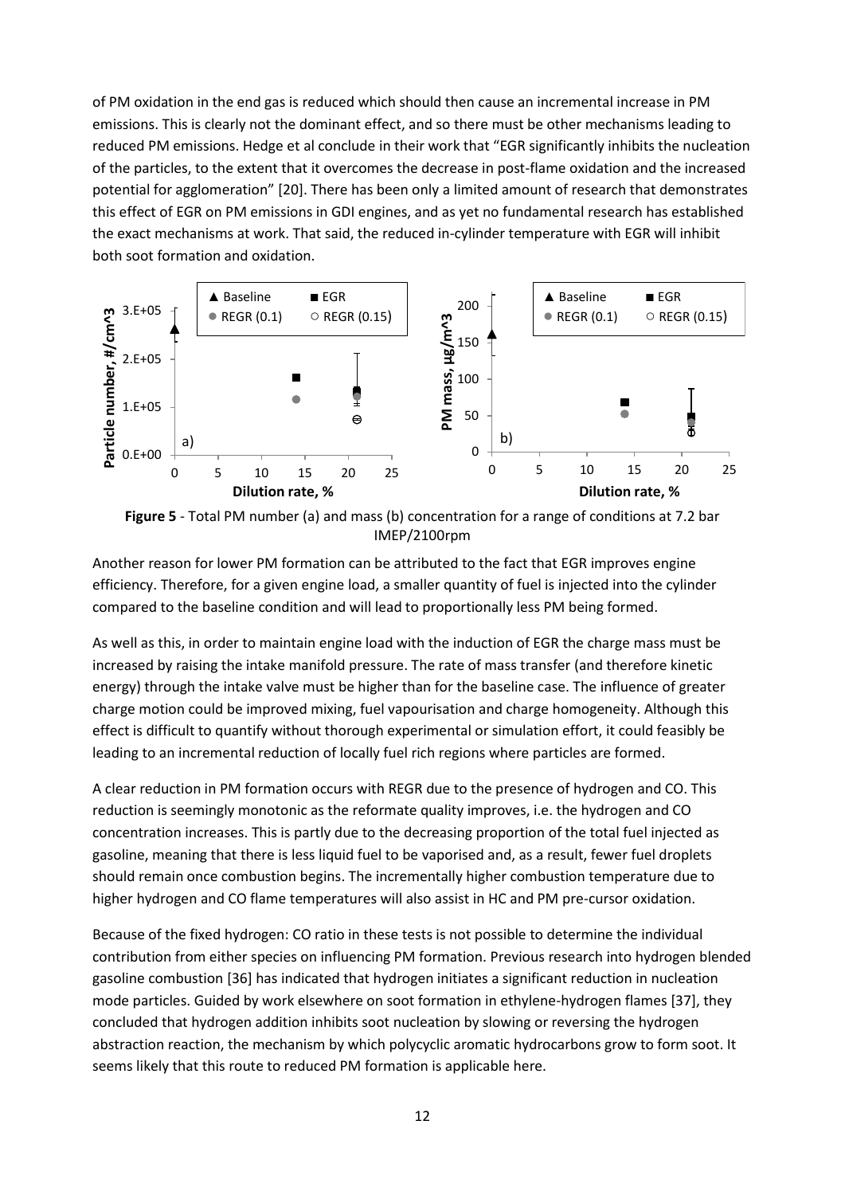of PM oxidation in the end gas is reduced which should then cause an incremental increase in PM emissions. This is clearly not the dominant effect, and so there must be other mechanisms leading to reduced PM emissions. Hedge et al conclude in their work that "EGR significantly inhibits the nucleation of the particles, to the extent that it overcomes the decrease in post-flame oxidation and the increased potential for agglomeration" [20]. There has been only a limited amount of research that demonstrates this effect of EGR on PM emissions in GDI engines, and as yet no fundamental research has established the exact mechanisms at work. That said, the reduced in-cylinder temperature with EGR will inhibit both soot formation and oxidation.

a)
Particle number, #/cm^3
3.E+05
2.E+05
1.E+05
0.E+00
0 5 10 15 20 25
Dilution rate, %
▲ Baseline ■ EGR
● REGR (0.1) ○ REGR (0.15)

b)
PM mass, µg/m^3
200
150
100
50
0
0 5 10 15 20 25
Dilution rate, %
▲ Baseline ■ EGR
● REGR (0.1) ○ REGR (0.15)

**Figure 5** - Total PM number (a) and mass (b) concentration for a range of conditions at 7.2 bar IMEP/2100rpm

Another reason for lower PM formation can be attributed to the fact that EGR improves engine efficiency. Therefore, for a given engine load, a smaller quantity of fuel is injected into the cylinder compared to the baseline condition and will lead to proportionally less PM being formed.

As well as this, in order to maintain engine load with the induction of EGR the charge mass must be increased by raising the intake manifold pressure. The rate of mass transfer (and therefore kinetic energy) through the intake valve must be higher than for the baseline case. The influence of greater charge motion could be improved mixing, fuel vapourisation and charge homogeneity. Although this effect is difficult to quantify without thorough experimental or simulation effort, it could feasibly be leading to an incremental reduction of locally fuel rich regions where particles are formed.

A clear reduction in PM formation occurs with REGR due to the presence of hydrogen and CO. This reduction is seemingly monotonic as the reformate quality improves, i.e. the hydrogen and CO concentration increases. This is partly due to the decreasing proportion of the total fuel injected as gasoline, meaning that there is less liquid fuel to be vaporised and, as a result, fewer fuel droplets should remain once combustion begins. The incrementally higher combustion temperature due to higher hydrogen and CO flame temperatures will also assist in HC and PM pre-cursor oxidation.

Because of the fixed hydrogen: CO ratio in these tests is not possible to determine the individual contribution from either species on influencing PM formation. Previous research into hydrogen blended gasoline combustion [36] has indicated that hydrogen initiates a significant reduction in nucleation mode particles. Guided by work elsewhere on soot formation in ethylene-hydrogen flames [37], they concluded that hydrogen addition inhibits soot nucleation by slowing or reversing the hydrogen abstraction reaction, the mechanism by which polycyclic aromatic hydrocarbons grow to form soot. It seems likely that this route to reduced PM formation is applicable here.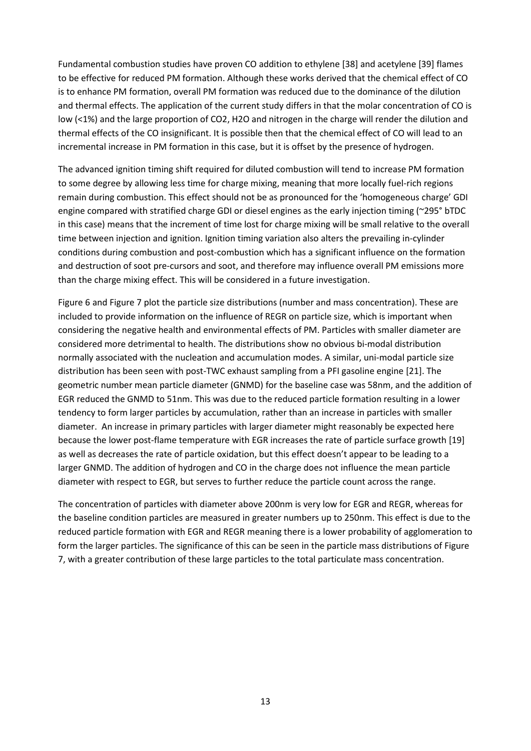Fundamental combustion studies have proven CO addition to ethylene [38] and acetylene [39] flames to be effective for reduced PM formation. Although these works derived that the chemical effect of CO is to enhance PM formation, overall PM formation was reduced due to the dominance of the dilution and thermal effects. The application of the current study differs in that the molar concentration of CO is low (<1%) and the large proportion of $CO_2$, $H_2O$ and nitrogen in the charge will render the dilution and thermal effects of the CO insignificant. It is possible then that the chemical effect of CO will lead to an incremental increase in PM formation in this case, but it is offset by the presence of hydrogen.

The advanced ignition timing shift required for diluted combustion will tend to increase PM formation to some degree by allowing less time for charge mixing, meaning that more locally fuel-rich regions remain during combustion. This effect should not be as pronounced for the 'homogeneous charge' GDI engine compared with stratified charge GDI or diesel engines as the early injection timing (~295° bTDC in this case) means that the increment of time lost for charge mixing will be small relative to the overall time between injection and ignition. Ignition timing variation also alters the prevailing in-cylinder conditions during combustion and post-combustion which has a significant influence on the formation and destruction of soot pre-cursors and soot, and therefore may influence overall PM emissions more than the charge mixing effect. This will be considered in a future investigation.

Figure 6 and Figure 7 plot the particle size distributions (number and mass concentration). These are included to provide information on the influence of REGR on particle size, which is important when considering the negative health and environmental effects of PM. Particles with smaller diameter are considered more detrimental to health. The distributions show no obvious bi-modal distribution normally associated with the nucleation and accumulation modes. A similar, uni-modal particle size distribution has been seen with post-TWC exhaust sampling from a PFI gasoline engine [21]. The geometric number mean particle diameter (GNMD) for the baseline case was 58nm, and the addition of EGR reduced the GNMD to 51nm. This was due to the reduced particle formation resulting in a lower tendency to form larger particles by accumulation, rather than an increase in particles with smaller diameter. An increase in primary particles with larger diameter might reasonably be expected here because the lower post-flame temperature with EGR increases the rate of particle surface growth [19] as well as decreases the rate of particle oxidation, but this effect doesn't appear to be leading to a larger GNMD. The addition of hydrogen and CO in the charge does not influence the mean particle diameter with respect to EGR, but serves to further reduce the particle count across the range.

The concentration of particles with diameter above 200nm is very low for EGR and REGR, whereas for the baseline condition particles are measured in greater numbers up to 250nm. This effect is due to the reduced particle formation with EGR and REGR meaning there is a lower probability of agglomeration to form the larger particles. The significance of this can be seen in the particle mass distributions of Figure 7, with a greater contribution of these large particles to the total particulate mass concentration.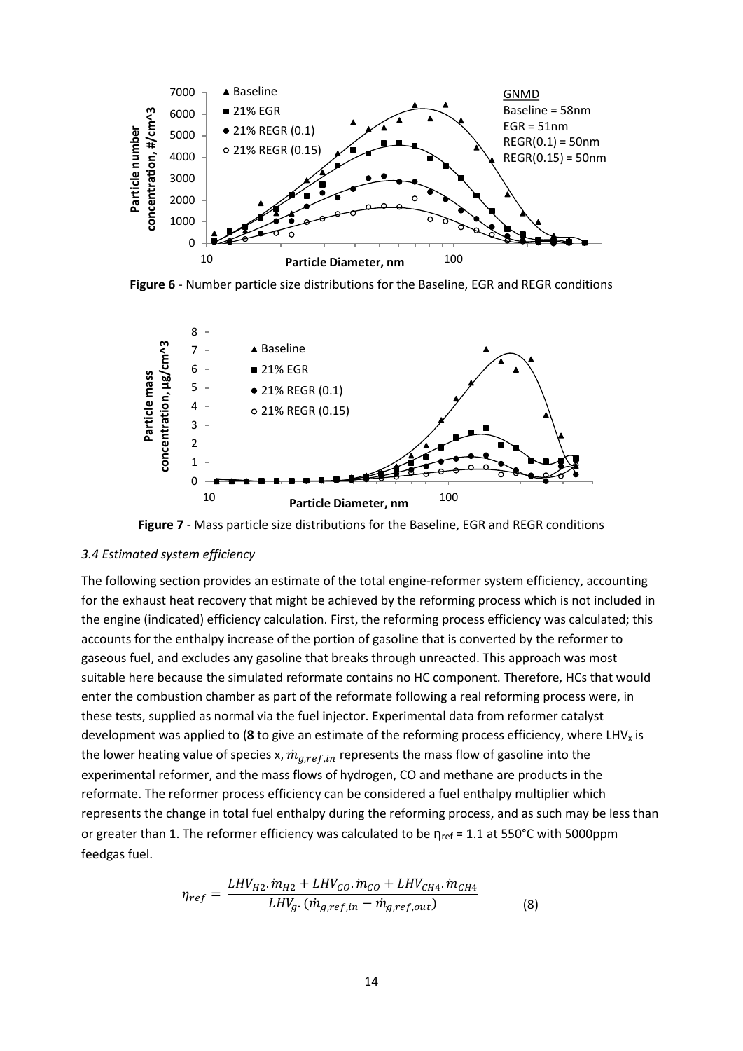7000
6000
5000
4000
3000
2000
1000
0

Particle number concentration, #/cm^3

10
100
Particle Diameter, nm

Baseline
21% EGR
21% REGR (0.1)
21% REGR (0.15)

GNMD
Baseline = 58nm
EGR = 51nm
REGR(0.1) = 50nm
REGR(0.15) = 50nm

**Figure 6** - Number particle size distributions for the Baseline, EGR and REGR conditions

8
7
6
5
4
3
2
1
0

Particle mass concentration, µg/cm^3

10
100
Particle Diameter, nm

Baseline
21% EGR
21% REGR (0.1)
21% REGR (0.15)

**Figure 7** - Mass particle size distributions for the Baseline, EGR and REGR conditions

### *3.4 Estimated system efficiency*

The following section provides an estimate of the total engine-reformer system efficiency, accounting for the exhaust heat recovery that might be achieved by the reforming process which is not included in the engine (indicated) efficiency calculation. First, the reforming process efficiency was calculated; this accounts for the enthalpy increase of the portion of gasoline that is converted by the reformer to gaseous fuel, and excludes any gasoline that breaks through unreacted. This approach was most suitable here because the simulated reformate contains no HC component. Therefore, HCs that would enter the combustion chamber as part of the reformate following a real reforming process were, in these tests, supplied as normal via the fuel injector. Experimental data from reformer catalyst development was applied to (**8** to give an estimate of the reforming process efficiency, where $LHV_x$ is the lower heating value of species x, $\dot{m}_{g,ref,in}$ represents the mass flow of gasoline into the experimental reformer, and the mass flows of hydrogen, CO and methane are products in the reformate. The reformer process efficiency can be considered a fuel enthalpy multiplier which represents the change in total fuel enthalpy during the reforming process, and as such may be less than or greater than 1. The reformer efficiency was calculated to be $\eta_{ref} = 1.1$ at 550°C with 5000ppm feedgas fuel.

$$\eta_{ref} = \frac{LHV_{H2}.\dot{m}_{H2} + LHV_{CO}.\dot{m}_{CO} + LHV_{CH4}.\dot{m}_{CH4}}{LHV_g.(\dot{m}_{g,ref,in} - \dot{m}_{g,ref,out})} \tag{8}$$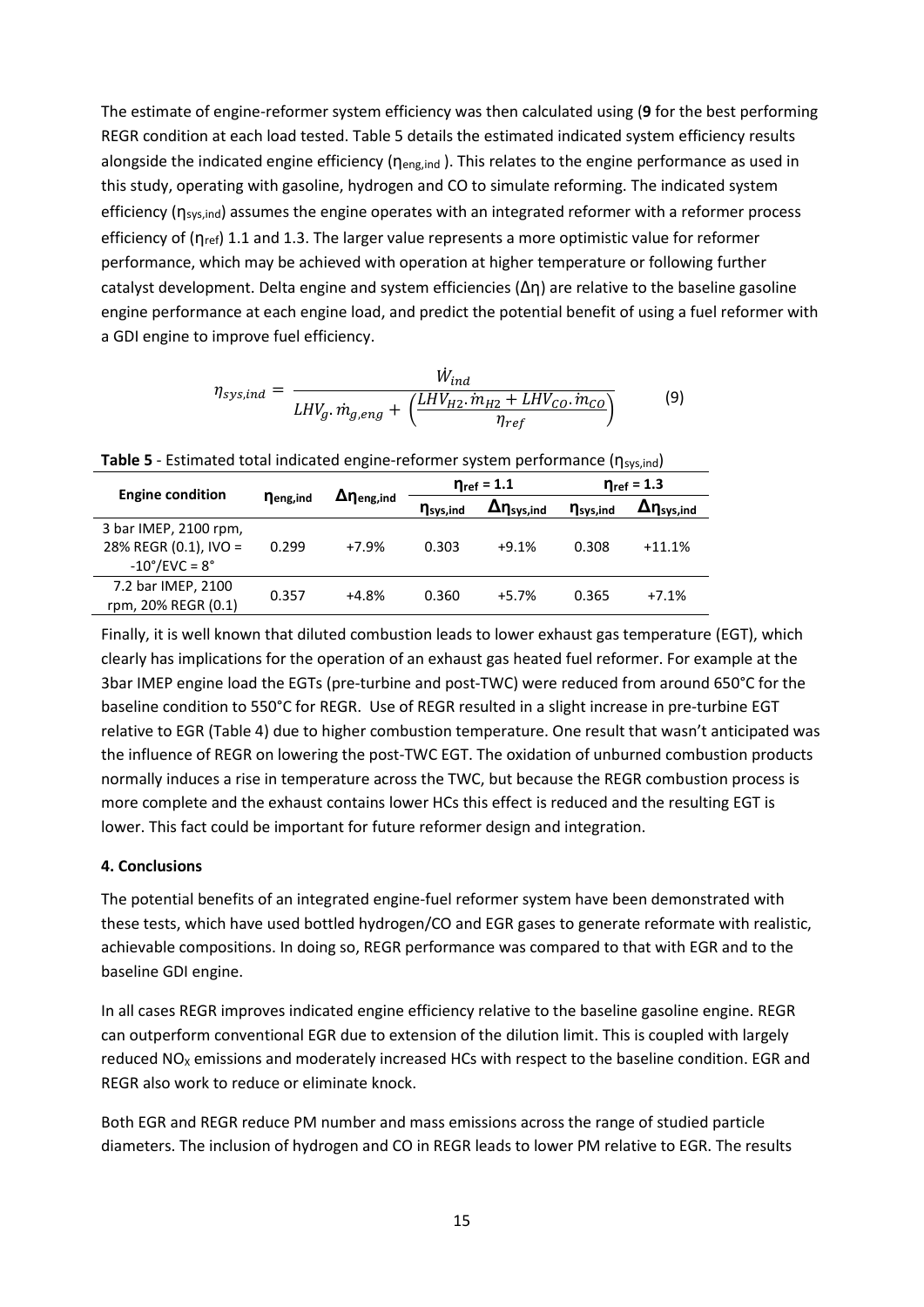The estimate of engine-reformer system efficiency was then calculated using (**9** for the best performing REGR condition at each load tested. Table 5 details the estimated indicated system efficiency results alongside the indicated engine efficiency ($\eta_{eng,ind}$ ). This relates to the engine performance as used in this study, operating with gasoline, hydrogen and CO to simulate reforming. The indicated system efficiency ($\eta_{sys,ind}$) assumes the engine operates with an integrated reformer with a reformer process efficiency of ($\eta_{ref}$) 1.1 and 1.3. The larger value represents a more optimistic value for reformer performance, which may be achieved with operation at higher temperature or following further catalyst development. Delta engine and system efficiencies ($\Delta\eta$) are relative to the baseline gasoline engine performance at each engine load, and predict the potential benefit of using a fuel reformer with a GDI engine to improve fuel efficiency.

$$\eta_{sys,ind} = \frac{\dot{W}_{ind}}{LHV_g . \dot{m}_{g,eng} + \left( \frac{LHV_{H2} . \dot{m}_{H2} + LHV_{CO} . \dot{m}_{CO}}{\eta_{ref}} \right)} \qquad (9)$$

**Table 5** - Estimated total indicated engine-reformer system performance ($\eta_{sys,ind}$)

| Engine condition | $\eta_{eng,ind}$ | $\Delta\eta_{eng,ind}$ | $\eta_{ref} = 1.1$ | | $\eta_{ref} = 1.3$ | |
|---|---|---|---|---|---|---|
| | | | $\eta_{sys,ind}$ | $\Delta\eta_{sys,ind}$ | $\eta_{sys,ind}$ | $\Delta\eta_{sys,ind}$ |
| 3 bar IMEP, 2100 rpm, 28% REGR (0.1), IVO = -10°/EVC = 8° | 0.299 | +7.9% | 0.303 | +9.1% | 0.308 | +11.1% |
| 7.2 bar IMEP, 2100 rpm, 20% REGR (0.1) | 0.357 | +4.8% | 0.360 | +5.7% | 0.365 | +7.1% |

Finally, it is well known that diluted combustion leads to lower exhaust gas temperature (EGT), which clearly has implications for the operation of an exhaust gas heated fuel reformer. For example at the 3bar IMEP engine load the EGTs (pre-turbine and post-TWC) were reduced from around 650°C for the baseline condition to 550°C for REGR. Use of REGR resulted in a slight increase in pre-turbine EGT relative to EGR (Table 4) due to higher combustion temperature. One result that wasn't anticipated was the influence of REGR on lowering the post-TWC EGT. The oxidation of unburned combustion products normally induces a rise in temperature across the TWC, but because the REGR combustion process is more complete and the exhaust contains lower HCs this effect is reduced and the resulting EGT is lower. This fact could be important for future reformer design and integration.

## 4. Conclusions

The potential benefits of an integrated engine-fuel reformer system have been demonstrated with these tests, which have used bottled hydrogen/CO and EGR gases to generate reformate with realistic, achievable compositions. In doing so, REGR performance was compared to that with EGR and to the baseline GDI engine.

In all cases REGR improves indicated engine efficiency relative to the baseline gasoline engine. REGR can outperform conventional EGR due to extension of the dilution limit. This is coupled with largely reduced $NO_X$ emissions and moderately increased HCs with respect to the baseline condition. EGR and REGR also work to reduce or eliminate knock.

Both EGR and REGR reduce PM number and mass emissions across the range of studied particle diameters. The inclusion of hydrogen and CO in REGR leads to lower PM relative to EGR. The results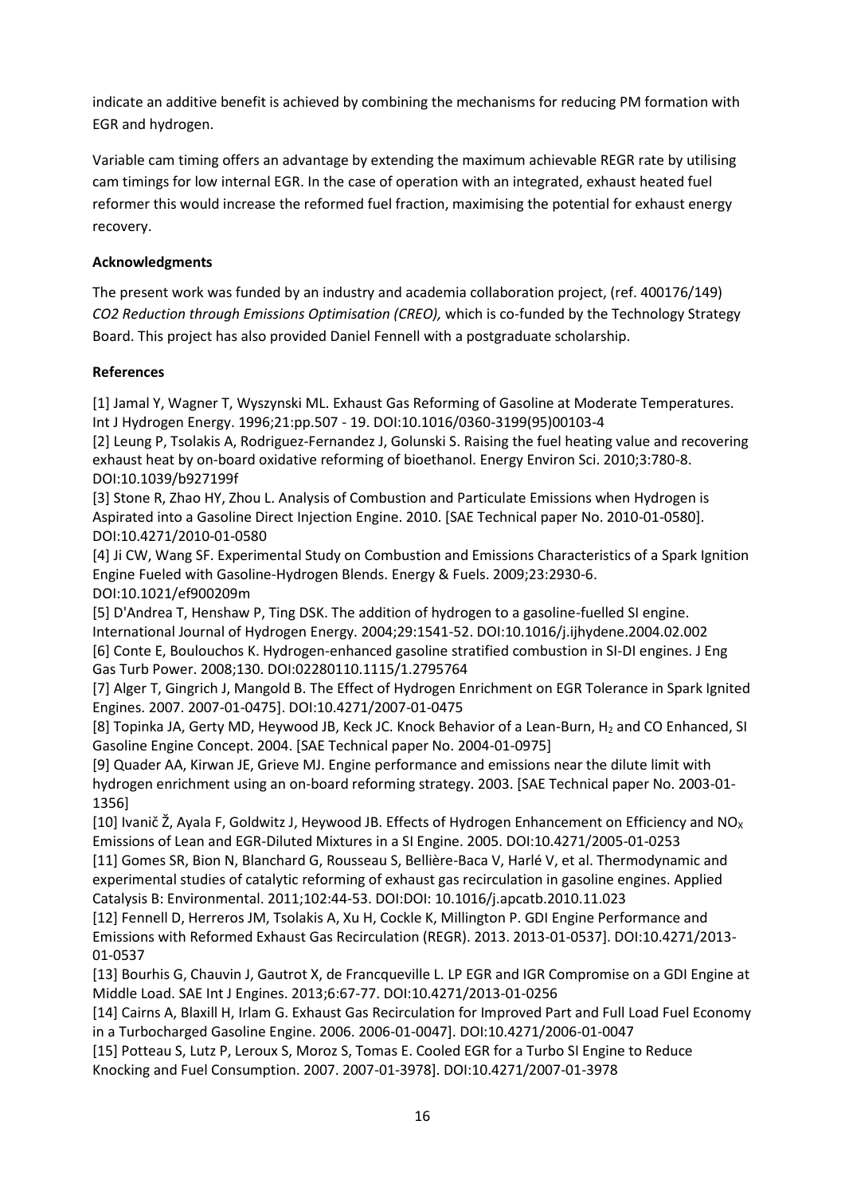indicate an additive benefit is achieved by combining the mechanisms for reducing PM formation with EGR and hydrogen.

Variable cam timing offers an advantage by extending the maximum achievable REGR rate by utilising cam timings for low internal EGR. In the case of operation with an integrated, exhaust heated fuel reformer this would increase the reformed fuel fraction, maximising the potential for exhaust energy recovery.

**Acknowledgments**

The present work was funded by an industry and academia collaboration project, (ref. 400176/149) *CO2 Reduction through Emissions Optimisation (CREO),* which is co-funded by the Technology Strategy Board. This project has also provided Daniel Fennell with a postgraduate scholarship.

**References**

[1] Jamal Y, Wagner T, Wyszynski ML. Exhaust Gas Reforming of Gasoline at Moderate Temperatures. Int J Hydrogen Energy. 1996;21:pp.507 - 19. DOI:10.1016/0360-3199(95)00103-4
[2] Leung P, Tsolakis A, Rodriguez-Fernandez J, Golunski S. Raising the fuel heating value and recovering exhaust heat by on-board oxidative reforming of bioethanol. Energy Environ Sci. 2010;3:780-8. DOI:10.1039/b927199f
[3] Stone R, Zhao HY, Zhou L. Analysis of Combustion and Particulate Emissions when Hydrogen is Aspirated into a Gasoline Direct Injection Engine. 2010. [SAE Technical paper No. 2010-01-0580]. DOI:10.4271/2010-01-0580
[4] Ji CW, Wang SF. Experimental Study on Combustion and Emissions Characteristics of a Spark Ignition Engine Fueled with Gasoline-Hydrogen Blends. Energy & Fuels. 2009;23:2930-6. DOI:10.1021/ef900209m
[5] D'Andrea T, Henshaw P, Ting DSK. The addition of hydrogen to a gasoline-fuelled SI engine. International Journal of Hydrogen Energy. 2004;29:1541-52. DOI:10.1016/j.ijhydene.2004.02.002
[6] Conte E, Boulouchos K. Hydrogen-enhanced gasoline stratified combustion in SI-DI engines. J Eng Gas Turb Power. 2008;130. DOI:02280110.1115/1.2795764
[7] Alger T, Gingrich J, Mangold B. The Effect of Hydrogen Enrichment on EGR Tolerance in Spark Ignited Engines. 2007. 2007-01-0475]. DOI:10.4271/2007-01-0475
[8] Topinka JA, Gerty MD, Heywood JB, Keck JC. Knock Behavior of a Lean-Burn, $H_2$ and CO Enhanced, SI Gasoline Engine Concept. 2004. [SAE Technical paper No. 2004-01-0975]
[9] Quader AA, Kirwan JE, Grieve MJ. Engine performance and emissions near the dilute limit with hydrogen enrichment using an on-board reforming strategy. 2003. [SAE Technical paper No. 2003-01-1356]
[10] Ivanič Ž, Ayala F, Goldwitz J, Heywood JB. Effects of Hydrogen Enhancement on Efficiency and $NO_X$ Emissions of Lean and EGR-Diluted Mixtures in a SI Engine. 2005. DOI:10.4271/2005-01-0253
[11] Gomes SR, Bion N, Blanchard G, Rousseau S, Bellière-Baca V, Harlé V, et al. Thermodynamic and experimental studies of catalytic reforming of exhaust gas recirculation in gasoline engines. Applied Catalysis B: Environmental. 2011;102:44-53. DOI:DOI: 10.1016/j.apcatb.2010.11.023
[12] Fennell D, Herreros JM, Tsolakis A, Xu H, Cockle K, Millington P. GDI Engine Performance and Emissions with Reformed Exhaust Gas Recirculation (REGR). 2013. 2013-01-0537]. DOI:10.4271/2013-01-0537
[13] Bourhis G, Chauvin J, Gautrot X, de Francqueville L. LP EGR and IGR Compromise on a GDI Engine at Middle Load. SAE Int J Engines. 2013;6:67-77. DOI:10.4271/2013-01-0256
[14] Cairns A, Blaxill H, Irlam G. Exhaust Gas Recirculation for Improved Part and Full Load Fuel Economy in a Turbocharged Gasoline Engine. 2006. 2006-01-0047]. DOI:10.4271/2006-01-0047
[15] Potteau S, Lutz P, Leroux S, Moroz S, Tomas E. Cooled EGR for a Turbo SI Engine to Reduce Knocking and Fuel Consumption. 2007. 2007-01-3978]. DOI:10.4271/2007-01-3978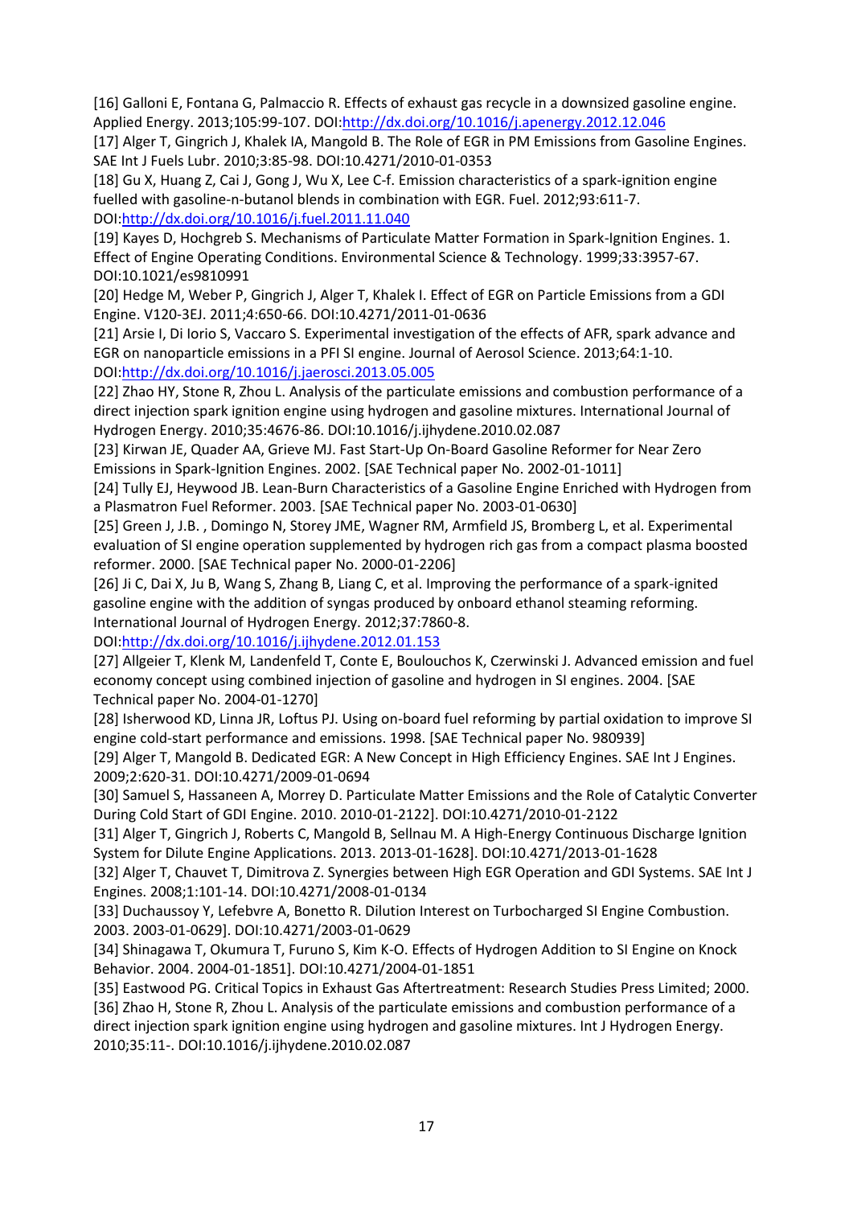[16] Galloni E, Fontana G, Palmaccio R. Effects of exhaust gas recycle in a downsized gasoline engine. Applied Energy. 2013;105:99-107. DOI:http://dx.doi.org/10.1016/j.apenergy.2012.12.046

[17] Alger T, Gingrich J, Khalek IA, Mangold B. The Role of EGR in PM Emissions from Gasoline Engines. SAE Int J Fuels Lubr. 2010;3:85-98. DOI:10.4271/2010-01-0353

[18] Gu X, Huang Z, Cai J, Gong J, Wu X, Lee C-f. Emission characteristics of a spark-ignition engine fuelled with gasoline-n-butanol blends in combination with EGR. Fuel. 2012;93:611-7. DOI:http://dx.doi.org/10.1016/j.fuel.2011.11.040

[19] Kayes D, Hochgreb S. Mechanisms of Particulate Matter Formation in Spark-Ignition Engines. 1. Effect of Engine Operating Conditions. Environmental Science & Technology. 1999;33:3957-67. DOI:10.1021/es9810991

[20] Hedge M, Weber P, Gingrich J, Alger T, Khalek I. Effect of EGR on Particle Emissions from a GDI Engine. V120-3EJ. 2011;4:650-66. DOI:10.4271/2011-01-0636

[21] Arsie I, Di Iorio S, Vaccaro S. Experimental investigation of the effects of AFR, spark advance and EGR on nanoparticle emissions in a PFI SI engine. Journal of Aerosol Science. 2013;64:1-10. DOI:http://dx.doi.org/10.1016/j.jaerosci.2013.05.005

[22] Zhao HY, Stone R, Zhou L. Analysis of the particulate emissions and combustion performance of a direct injection spark ignition engine using hydrogen and gasoline mixtures. International Journal of Hydrogen Energy. 2010;35:4676-86. DOI:10.1016/j.ijhydene.2010.02.087

[23] Kirwan JE, Quader AA, Grieve MJ. Fast Start-Up On-Board Gasoline Reformer for Near Zero Emissions in Spark-Ignition Engines. 2002. [SAE Technical paper No. 2002-01-1011]

[24] Tully EJ, Heywood JB. Lean-Burn Characteristics of a Gasoline Engine Enriched with Hydrogen from a Plasmatron Fuel Reformer. 2003. [SAE Technical paper No. 2003-01-0630]

[25] Green J, J.B. , Domingo N, Storey JME, Wagner RM, Armfield JS, Bromberg L, et al. Experimental evaluation of SI engine operation supplemented by hydrogen rich gas from a compact plasma boosted reformer. 2000. [SAE Technical paper No. 2000-01-2206]

[26] Ji C, Dai X, Ju B, Wang S, Zhang B, Liang C, et al. Improving the performance of a spark-ignited gasoline engine with the addition of syngas produced by onboard ethanol steaming reforming. International Journal of Hydrogen Energy. 2012;37:7860-8. DOI:http://dx.doi.org/10.1016/j.ijhydene.2012.01.153

[27] Allgeier T, Klenk M, Landenfeld T, Conte E, Boulouchos K, Czerwinski J. Advanced emission and fuel economy concept using combined injection of gasoline and hydrogen in SI engines. 2004. [SAE Technical paper No. 2004-01-1270]

[28] Isherwood KD, Linna JR, Loftus PJ. Using on-board fuel reforming by partial oxidation to improve SI engine cold-start performance and emissions. 1998. [SAE Technical paper No. 980939]

[29] Alger T, Mangold B. Dedicated EGR: A New Concept in High Efficiency Engines. SAE Int J Engines. 2009;2:620-31. DOI:10.4271/2009-01-0694

[30] Samuel S, Hassaneen A, Morrey D. Particulate Matter Emissions and the Role of Catalytic Converter During Cold Start of GDI Engine. 2010. 2010-01-2122]. DOI:10.4271/2010-01-2122

[31] Alger T, Gingrich J, Roberts C, Mangold B, Sellnau M. A High-Energy Continuous Discharge Ignition System for Dilute Engine Applications. 2013. 2013-01-1628]. DOI:10.4271/2013-01-1628

[32] Alger T, Chauvet T, Dimitrova Z. Synergies between High EGR Operation and GDI Systems. SAE Int J Engines. 2008;1:101-14. DOI:10.4271/2008-01-0134

[33] Duchaussoy Y, Lefebvre A, Bonetto R. Dilution Interest on Turbocharged SI Engine Combustion. 2003. 2003-01-0629]. DOI:10.4271/2003-01-0629

[34] Shinagawa T, Okumura T, Furuno S, Kim K-O. Effects of Hydrogen Addition to SI Engine on Knock Behavior. 2004. 2004-01-1851]. DOI:10.4271/2004-01-1851

[35] Eastwood PG. Critical Topics in Exhaust Gas Aftertreatment: Research Studies Press Limited; 2000.

[36] Zhao H, Stone R, Zhou L. Analysis of the particulate emissions and combustion performance of a direct injection spark ignition engine using hydrogen and gasoline mixtures. Int J Hydrogen Energy. 2010;35:11-. DOI:10.1016/j.ijhydene.2010.02.087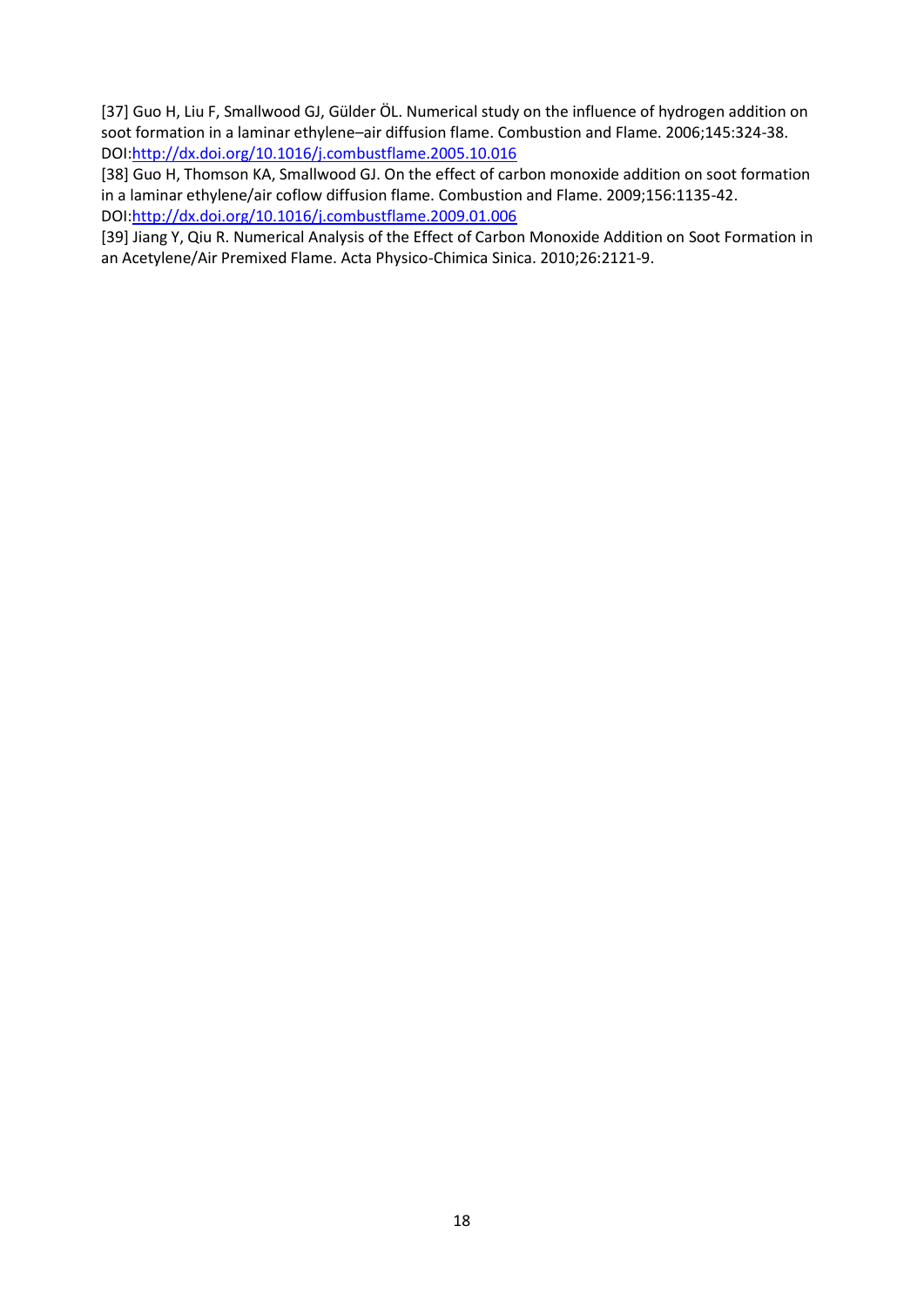[37] Guo H, Liu F, Smallwood GJ, Gülder ÖL. Numerical study on the influence of hydrogen addition on soot formation in a laminar ethylene–air diffusion flame. Combustion and Flame. 2006;145:324-38. DOI:http://dx.doi.org/10.1016/j.combustflame.2005.10.016

[38] Guo H, Thomson KA, Smallwood GJ. On the effect of carbon monoxide addition on soot formation in a laminar ethylene/air coflow diffusion flame. Combustion and Flame. 2009;156:1135-42. DOI:http://dx.doi.org/10.1016/j.combustflame.2009.01.006

[39] Jiang Y, Qiu R. Numerical Analysis of the Effect of Carbon Monoxide Addition on Soot Formation in an Acetylene/Air Premixed Flame. Acta Physico-Chimica Sinica. 2010;26:2121-9.